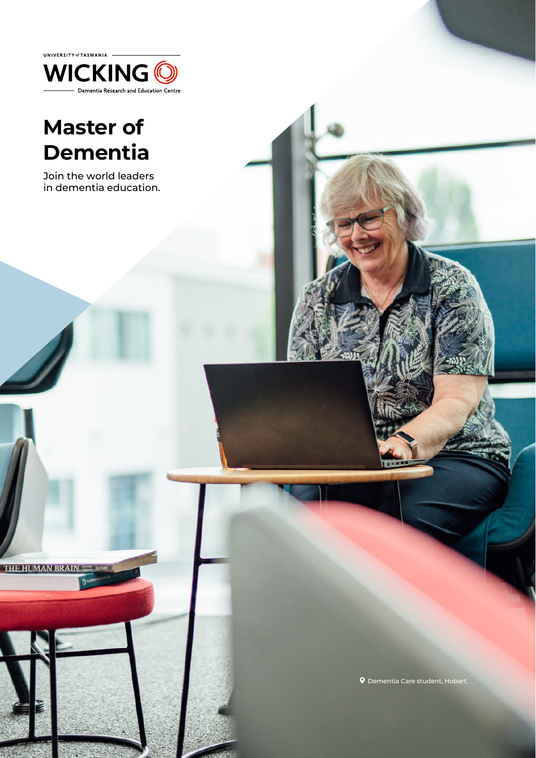UNIVERSITY of TASMANIA

WICKING

Dementia Research and Education Centre

# Master of Dementia

Join the world leaders in dementia education.

Dementia Care student, Hobart.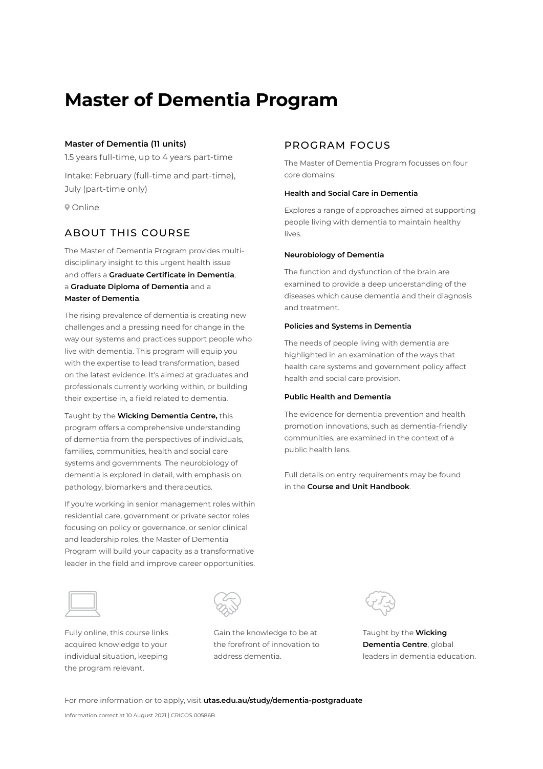# Master of Dementia Program

**Master of Dementia (11 units)**

1.5 years full-time, up to 4 years part-time

Intake: February (full-time and part-time), July (part-time only)

Online

## ABOUT THIS COURSE

The Master of Dementia Program provides multi-disciplinary insight to this urgent health issue and offers a **Graduate Certificate in Dementia**, a **Graduate Diploma of Dementia** and a **Master of Dementia**.

The rising prevalence of dementia is creating new challenges and a pressing need for change in the way our systems and practices support people who live with dementia. This program will equip you with the expertise to lead transformation, based on the latest evidence. It's aimed at graduates and professionals currently working within, or building their expertise in, a field related to dementia.

Taught by the **Wicking Dementia Centre,** this program offers a comprehensive understanding of dementia from the perspectives of individuals, families, communities, health and social care systems and governments. The neurobiology of dementia is explored in detail, with emphasis on pathology, biomarkers and therapeutics.

If you're working in senior management roles within residential care, government or private sector roles focusing on policy or governance, or senior clinical and leadership roles, the Master of Dementia Program will build your capacity as a transformative leader in the field and improve career opportunities.

## PROGRAM FOCUS

The Master of Dementia Program focusses on four core domains:

**Health and Social Care in Dementia**

Explores a range of approaches aimed at supporting people living with dementia to maintain healthy lives.

**Neurobiology of Dementia**

The function and dysfunction of the brain are examined to provide a deep understanding of the diseases which cause dementia and their diagnosis and treatment.

**Policies and Systems in Dementia**

The needs of people living with dementia are highlighted in an examination of the ways that health care systems and government policy affect health and social care provision.

**Public Health and Dementia**

The evidence for dementia prevention and health promotion innovations, such as dementia-friendly communities, are examined in the context of a public health lens.

Full details on entry requirements may be found in the **Course and Unit Handbook**.

Fully online, this course links acquired knowledge to your individual situation, keeping the program relevant.

Gain the knowledge to be at the forefront of innovation to address dementia.

Taught by the **Wicking Dementia Centre**, global leaders in dementia education.

For more information or to apply, visit **utas.edu.au/study/dementia-postgraduate**

Information correct at 10 August 2021 | CRICOS 00586B